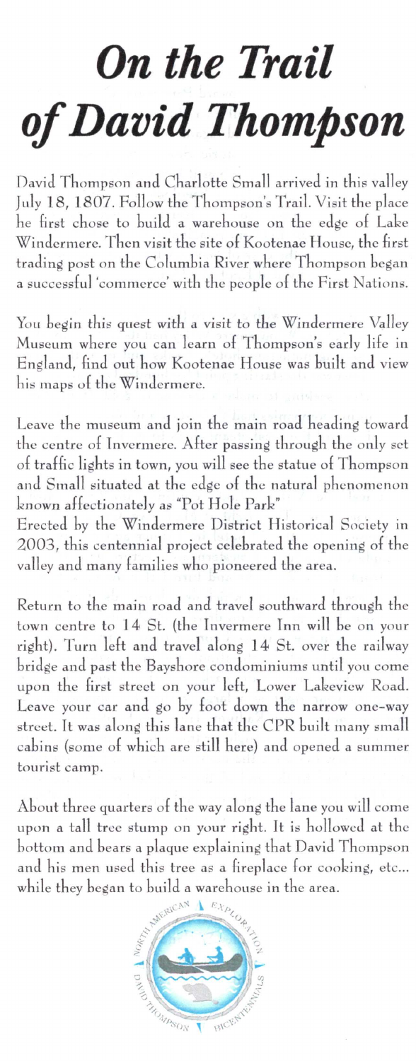# On the Trail of David Thompson

David Thompson and Charlotte Small arrived in this valley July 18, 1807. Follow the Thompson's Trail. Visit the place he first chose to build a warehouse on the edge of Lake Windermere. Then visit the site of Kootenae House, the first trading post on the Columbia River where Thompson began a successful 'commerce' with the people of the First Nations.

You begin this quest with a visit to the Windermere Valley Museum where you can learn of Thompson's early life in England, find out how Kootenae House was built and view his maps of the Windermere.

Leave the museum and join the main road heading toward the centre of Invermere. After passing through the only set of traffic lights in town, you will see the statue of Thompson and Small situated at the edge of the natural phenomenon known affectionately as "Pot Hole Park"
Erected by the Windermere District Historical Society in 2003, this centennial project celebrated the opening of the valley and many families who pioneered the area.

Return to the main road and travel southward through the town centre to 14 St. (the Invermere Inn will be on your right). Turn left and travel along 14 St. over the railway bridge and past the Bayshore condominiums until you come upon the first street on your left, Lower Lakeview Road. Leave your car and go by foot down the narrow one-way street. It was along this lane that the CPR built many small cabins (some of which are still here) and opened a summer tourist camp.

About three quarters of the way along the lane you will come upon a tall tree stump on your right. It is hollowed at the bottom and bears a plaque explaining that David Thompson and his men used this tree as a fireplace for cooking, etc... while they began to build a warehouse in the area.

NORTH AMERICAN EXPLORATION DAVID THOMPSON BICENTENNIALS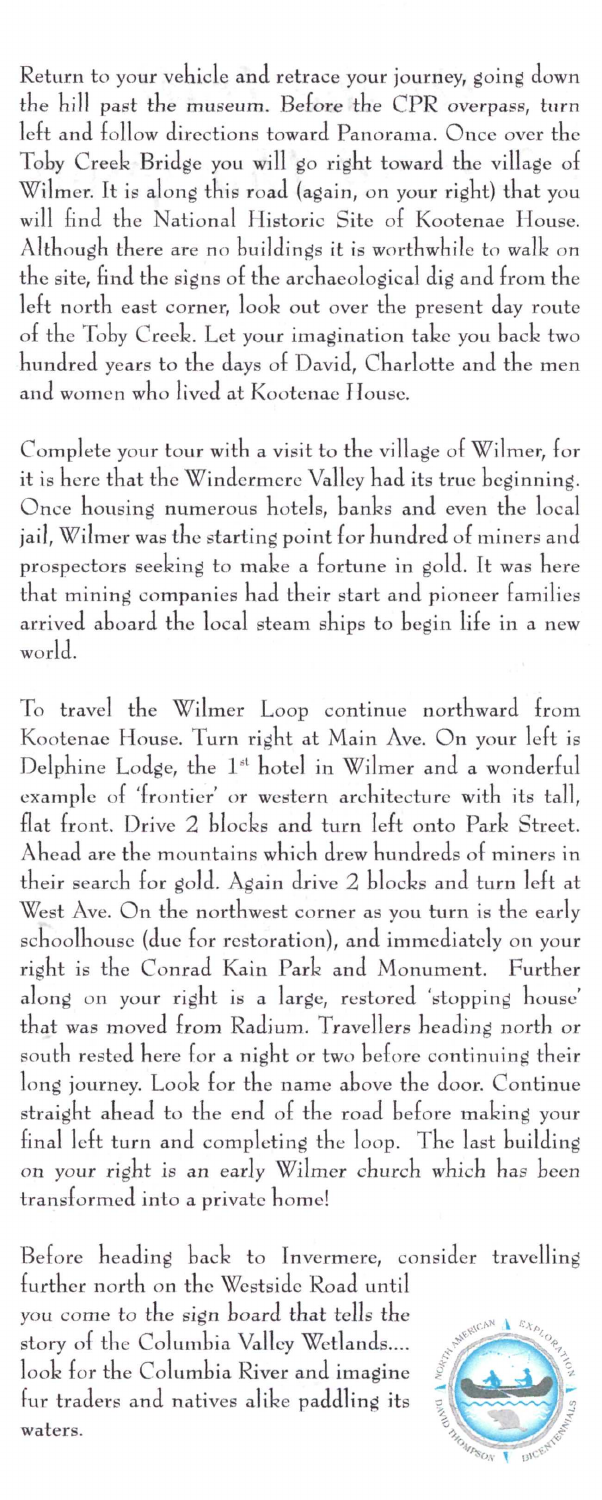Return to your vehicle and retrace your journey, going down the hill past the museum. Before the CPR overpass, turn left and follow directions toward Panorama. Once over the Toby Creek Bridge you will go right toward the village of Wilmer. It is along this road (again, on your right) that you will find the National Historic Site of Kootenae House. Although there are no buildings it is worthwhile to walk on the site, find the signs of the archaeological dig and from the left north east corner, look out over the present day route of the Toby Creek. Let your imagination take you back two hundred years to the days of David, Charlotte and the men and women who lived at Kootenae House.

Complete your tour with a visit to the village of Wilmer, for it is here that the Windermere Valley had its true beginning. Once housing numerous hotels, banks and even the local jail, Wilmer was the starting point for hundred of miners and prospectors seeking to make a fortune in gold. It was here that mining companies had their start and pioneer families arrived aboard the local steam ships to begin life in a new world.

To travel the Wilmer Loop continue northward from Kootenae House. Turn right at Main Ave. On your left is Delphine Lodge, the 1st hotel in Wilmer and a wonderful example of 'frontier' or western architecture with its tall, flat front. Drive 2 blocks and turn left onto Park Street. Ahead are the mountains which drew hundreds of miners in their search for gold. Again drive 2 blocks and turn left at West Ave. On the northwest corner as you turn is the early schoolhouse (due for restoration), and immediately on your right is the Conrad Kain Park and Monument. Further along on your right is a large, restored 'stopping house' that was moved from Radium. Travellers heading north or south rested here for a night or two before continuing their long journey. Look for the name above the door. Continue straight ahead to the end of the road before making your final left turn and completing the loop. The last building on your right is an early Wilmer church which has been transformed into a private home!

Before heading back to Invermere, consider travelling further north on the Westside Road until you come to the sign board that tells the story of the Columbia Valley Wetlands.... look for the Columbia River and imagine fur traders and natives alike paddling its waters.

NORTH AMERICAN EXPLORATION · DAVID THOMPSON BICENTENNIALS